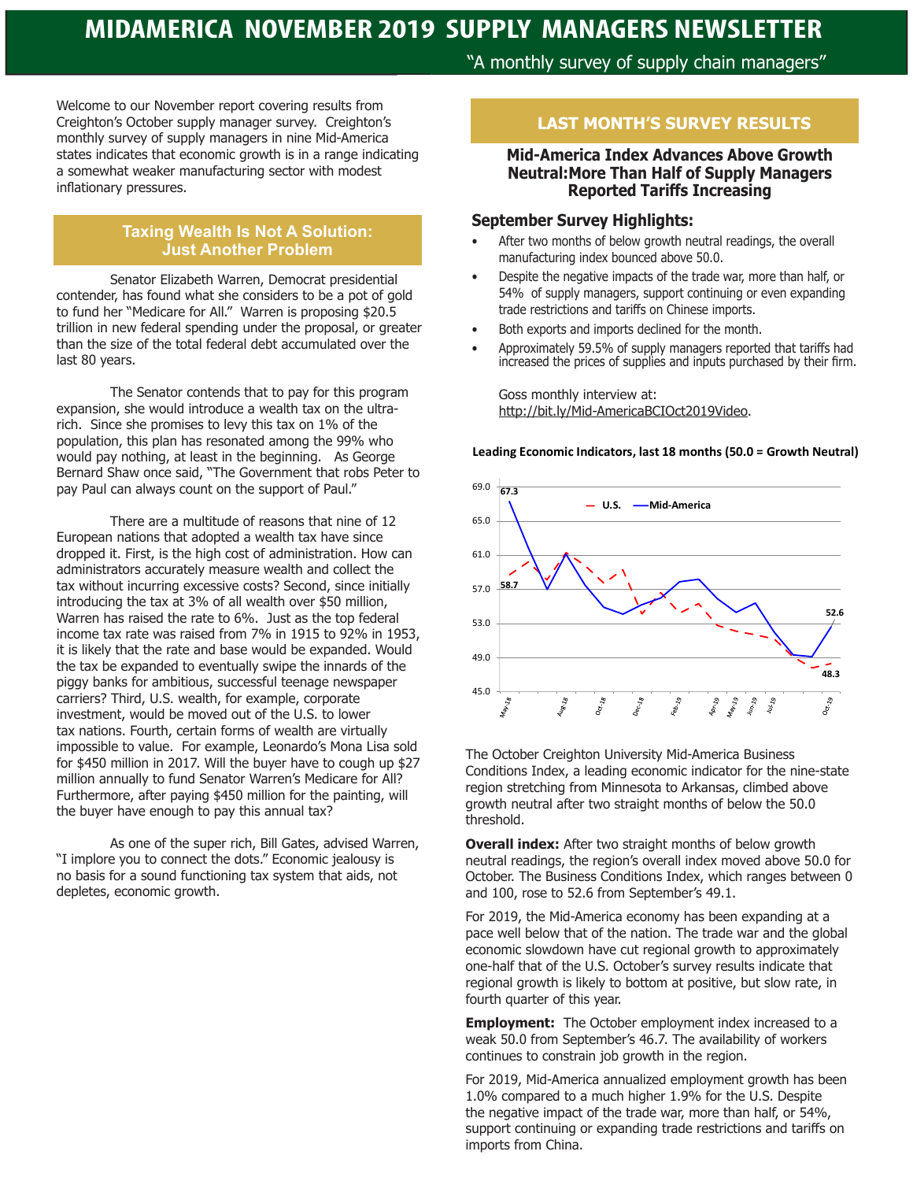# MIDAMERICA NOVEMBER 2019 SUPPLY MANAGERS NEWSLETTER

"A monthly survey of supply chain managers"

Welcome to our November report covering results from Creighton's October supply manager survey. Creighton's monthly survey of supply managers in nine Mid-America states indicates that economic growth is in a range indicating a somewhat weaker manufacturing sector with modest inflationary pressures.

## Taxing Wealth Is Not A Solution: Just Another Problem

Senator Elizabeth Warren, Democrat presidential contender, has found what she considers to be a pot of gold to fund her "Medicare for All." Warren is proposing $20.5 trillion in new federal spending under the proposal, or greater than the size of the total federal debt accumulated over the last 80 years.

The Senator contends that to pay for this program expansion, she would introduce a wealth tax on the ultra-rich. Since she promises to levy this tax on 1% of the population, this plan has resonated among the 99% who would pay nothing, at least in the beginning. As George Bernard Shaw once said, "The Government that robs Peter to pay Paul can always count on the support of Paul."

There are a multitude of reasons that nine of 12 European nations that adopted a wealth tax have since dropped it. First, is the high cost of administration. How can administrators accurately measure wealth and collect the tax without incurring excessive costs? Second, since initially introducing the tax at 3% of all wealth over $50 million, Warren has raised the rate to 6%. Just as the top federal income tax rate was raised from 7% in 1915 to 92% in 1953, it is likely that the rate and base would be expanded. Would the tax be expanded to eventually swipe the innards of the piggy banks for ambitious, successful teenage newspaper carriers? Third, U.S. wealth, for example, corporate investment, would be moved out of the U.S. to lower tax nations. Fourth, certain forms of wealth are virtually impossible to value. For example, Leonardo's Mona Lisa sold for $450 million in 2017. Will the buyer have to cough up $27 million annually to fund Senator Warren's Medicare for All? Furthermore, after paying $450 million for the painting, will the buyer have enough to pay this annual tax?

As one of the super rich, Bill Gates, advised Warren, "I implore you to connect the dots." Economic jealousy is no basis for a sound functioning tax system that aids, not depletes, economic growth.

## LAST MONTH'S SURVEY RESULTS

### Mid-America Index Advances Above Growth Neutral:More Than Half of Supply Managers Reported Tariffs Increasing

### September Survey Highlights:

- After two months of below growth neutral readings, the overall manufacturing index bounced above 50.0.
- Despite the negative impacts of the trade war, more than half, or 54% of supply managers, support continuing or even expanding trade restrictions and tariffs on Chinese imports.
- Both exports and imports declined for the month.
- Approximately 59.5% of supply managers reported that tariffs had increased the prices of supplies and inputs purchased by their firm.

Goss monthly interview at: http://bit.ly/Mid-AmericaBCIOct2019Video.

**Leading Economic Indicators, last 18 months (50.0 = Growth Neutral)**

The October Creighton University Mid-America Business Conditions Index, a leading economic indicator for the nine-state region stretching from Minnesota to Arkansas, climbed above growth neutral after two straight months of below the 50.0 threshold.

**Overall index:** After two straight months of below growth neutral readings, the region's overall index moved above 50.0 for October. The Business Conditions Index, which ranges between 0 and 100, rose to 52.6 from September's 49.1.

For 2019, the Mid-America economy has been expanding at a pace well below that of the nation. The trade war and the global economic slowdown have cut regional growth to approximately one-half that of the U.S. October's survey results indicate that regional growth is likely to bottom at positive, but slow rate, in fourth quarter of this year.

**Employment:** The October employment index increased to a weak 50.0 from September's 46.7. The availability of workers continues to constrain job growth in the region.

For 2019, Mid-America annualized employment growth has been 1.0% compared to a much higher 1.9% for the U.S. Despite the negative impact of the trade war, more than half, or 54%, support continuing or expanding trade restrictions and tariffs on imports from China.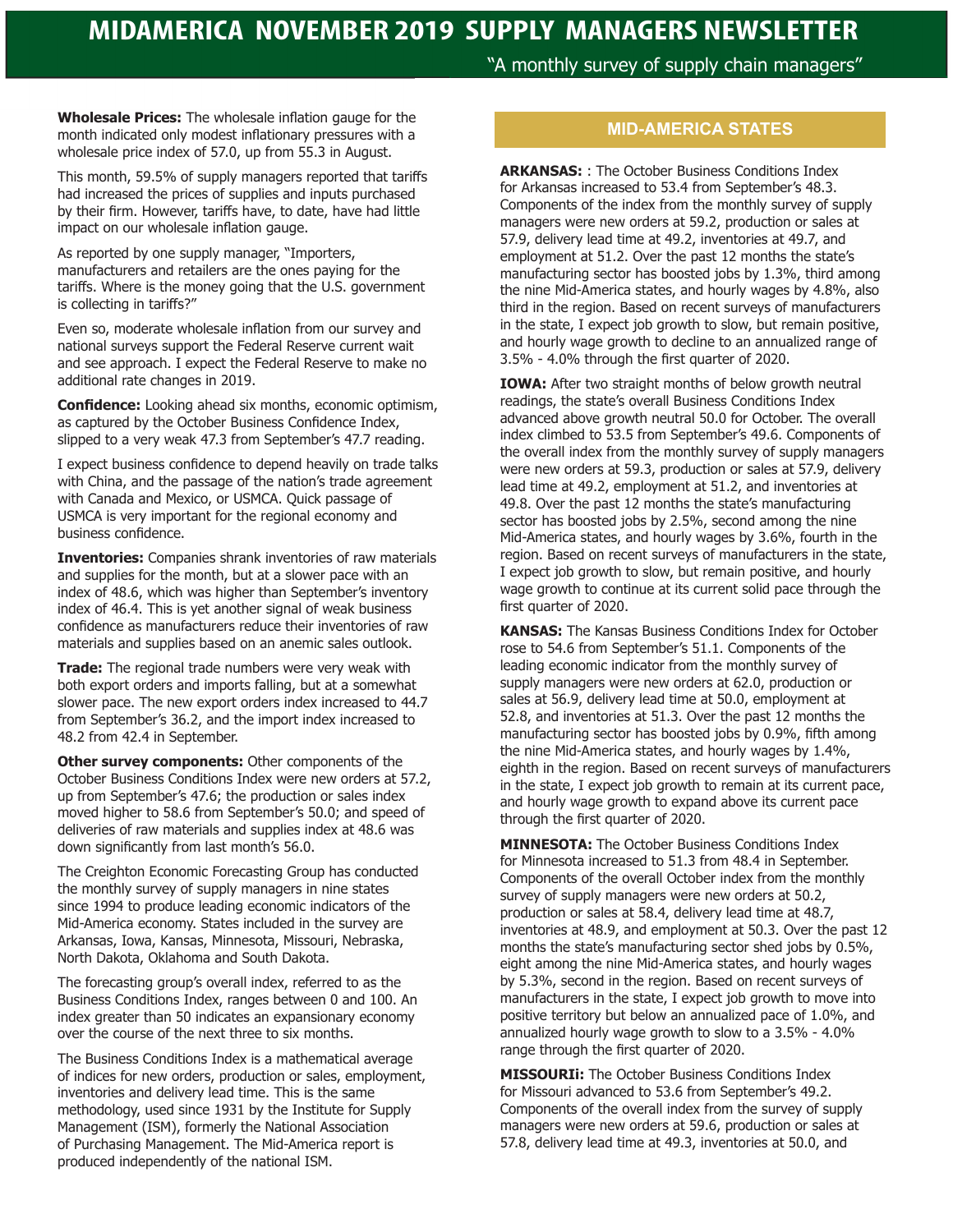# MIDAMERICA NOVEMBER 2019 SUPPLY MANAGERS NEWSLETTER

"A monthly survey of supply chain managers"

**Wholesale Prices:** The wholesale inflation gauge for the month indicated only modest inflationary pressures with a wholesale price index of 57.0, up from 55.3 in August.

This month, 59.5% of supply managers reported that tariffs had increased the prices of supplies and inputs purchased by their firm. However, tariffs have, to date, have had little impact on our wholesale inflation gauge.

As reported by one supply manager, "Importers, manufacturers and retailers are the ones paying for the tariffs. Where is the money going that the U.S. government is collecting in tariffs?"

Even so, moderate wholesale inflation from our survey and national surveys support the Federal Reserve current wait and see approach. I expect the Federal Reserve to make no additional rate changes in 2019.

**Confidence:** Looking ahead six months, economic optimism, as captured by the October Business Confidence Index, slipped to a very weak 47.3 from September's 47.7 reading.

I expect business confidence to depend heavily on trade talks with China, and the passage of the nation's trade agreement with Canada and Mexico, or USMCA. Quick passage of USMCA is very important for the regional economy and business confidence.

**Inventories:** Companies shrank inventories of raw materials and supplies for the month, but at a slower pace with an index of 48.6, which was higher than September's inventory index of 46.4. This is yet another signal of weak business confidence as manufacturers reduce their inventories of raw materials and supplies based on an anemic sales outlook.

**Trade:** The regional trade numbers were very weak with both export orders and imports falling, but at a somewhat slower pace. The new export orders index increased to 44.7 from September's 36.2, and the import index increased to 48.2 from 42.4 in September.

**Other survey components:** Other components of the October Business Conditions Index were new orders at 57.2, up from September's 47.6; the production or sales index moved higher to 58.6 from September's 50.0; and speed of deliveries of raw materials and supplies index at 48.6 was down significantly from last month's 56.0.

The Creighton Economic Forecasting Group has conducted the monthly survey of supply managers in nine states since 1994 to produce leading economic indicators of the Mid-America economy. States included in the survey are Arkansas, Iowa, Kansas, Minnesota, Missouri, Nebraska, North Dakota, Oklahoma and South Dakota.

The forecasting group's overall index, referred to as the Business Conditions Index, ranges between 0 and 100. An index greater than 50 indicates an expansionary economy over the course of the next three to six months.

The Business Conditions Index is a mathematical average of indices for new orders, production or sales, employment, inventories and delivery lead time. This is the same methodology, used since 1931 by the Institute for Supply Management (ISM), formerly the National Association of Purchasing Management. The Mid-America report is produced independently of the national ISM.

## MID-AMERICA STATES

**ARKANSAS:** : The October Business Conditions Index for Arkansas increased to 53.4 from September's 48.3. Components of the index from the monthly survey of supply managers were new orders at 59.2, production or sales at 57.9, delivery lead time at 49.2, inventories at 49.7, and employment at 51.2. Over the past 12 months the state's manufacturing sector has boosted jobs by 1.3%, third among the nine Mid-America states, and hourly wages by 4.8%, also third in the region. Based on recent surveys of manufacturers in the state, I expect job growth to slow, but remain positive, and hourly wage growth to decline to an annualized range of 3.5% - 4.0% through the first quarter of 2020.

**IOWA:** After two straight months of below growth neutral readings, the state's overall Business Conditions Index advanced above growth neutral 50.0 for October. The overall index climbed to 53.5 from September's 49.6. Components of the overall index from the monthly survey of supply managers were new orders at 59.3, production or sales at 57.9, delivery lead time at 49.2, employment at 51.2, and inventories at 49.8. Over the past 12 months the state's manufacturing sector has boosted jobs by 2.5%, second among the nine Mid-America states, and hourly wages by 3.6%, fourth in the region. Based on recent surveys of manufacturers in the state, I expect job growth to slow, but remain positive, and hourly wage growth to continue at its current solid pace through the first quarter of 2020.

**KANSAS:** The Kansas Business Conditions Index for October rose to 54.6 from September's 51.1. Components of the leading economic indicator from the monthly survey of supply managers were new orders at 62.0, production or sales at 56.9, delivery lead time at 50.0, employment at 52.8, and inventories at 51.3. Over the past 12 months the manufacturing sector has boosted jobs by 0.9%, fifth among the nine Mid-America states, and hourly wages by 1.4%, eighth in the region. Based on recent surveys of manufacturers in the state, I expect job growth to remain at its current pace, and hourly wage growth to expand above its current pace through the first quarter of 2020.

**MINNESOTA:** The October Business Conditions Index for Minnesota increased to 51.3 from 48.4 in September. Components of the overall October index from the monthly survey of supply managers were new orders at 50.2, production or sales at 58.4, delivery lead time at 48.7, inventories at 48.9, and employment at 50.3. Over the past 12 months the state's manufacturing sector shed jobs by 0.5%, eight among the nine Mid-America states, and hourly wages by 5.3%, second in the region. Based on recent surveys of manufacturers in the state, I expect job growth to move into positive territory but below an annualized pace of 1.0%, and annualized hourly wage growth to slow to a 3.5% - 4.0% range through the first quarter of 2020.

**MISSOURIi:** The October Business Conditions Index for Missouri advanced to 53.6 from September's 49.2. Components of the overall index from the survey of supply managers were new orders at 59.6, production or sales at 57.8, delivery lead time at 49.3, inventories at 50.0, and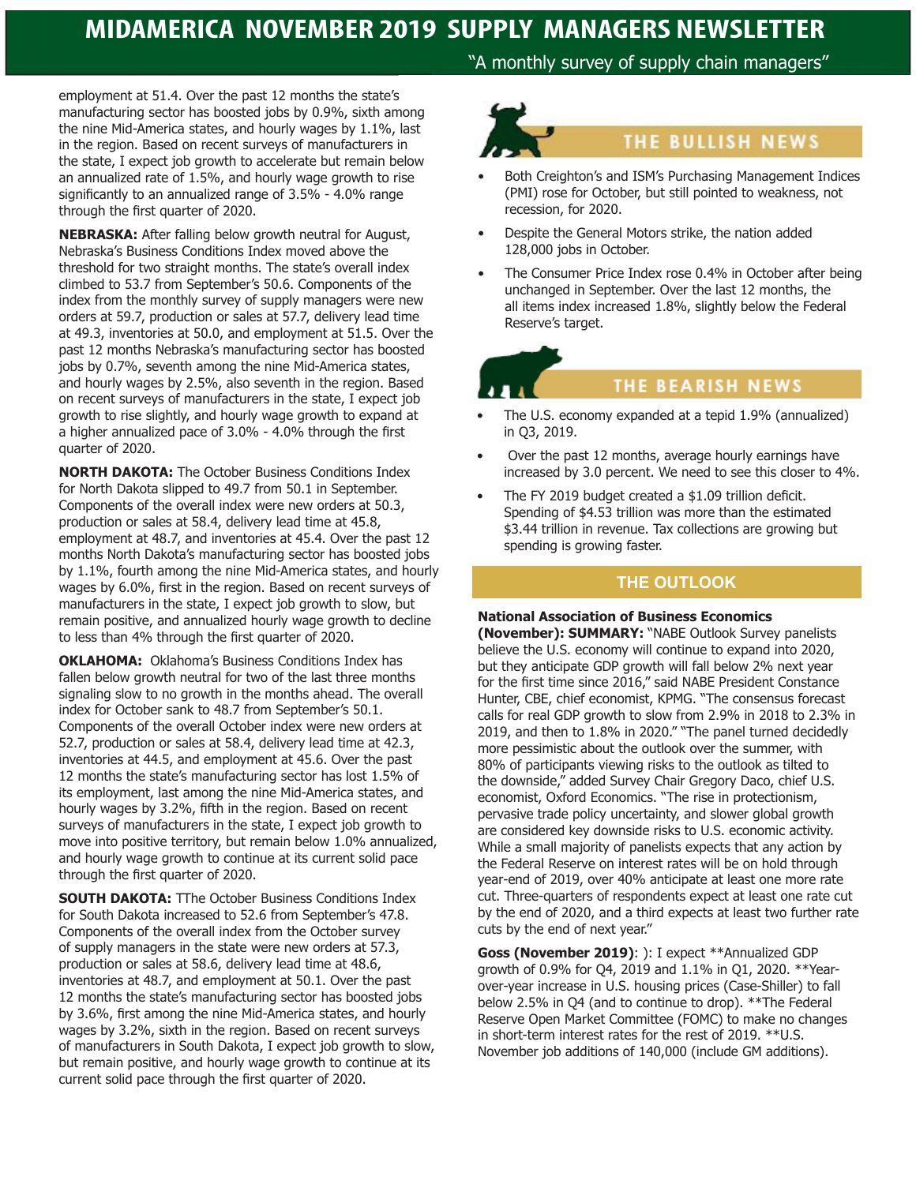employment at 51.4. Over the past 12 months the state's manufacturing sector has boosted jobs by 0.9%, sixth among the nine Mid-America states, and hourly wages by 1.1%, last in the region. Based on recent surveys of manufacturers in the state, I expect job growth to accelerate but remain below an annualized rate of 1.5%, and hourly wage growth to rise significantly to an annualized range of 3.5% - 4.0% range through the first quarter of 2020.

**NEBRASKA:** After falling below growth neutral for August, Nebraska's Business Conditions Index moved above the threshold for two straight months. The state's overall index climbed to 53.7 from September's 50.6. Components of the index from the monthly survey of supply managers were new orders at 59.7, production or sales at 57.7, delivery lead time at 49.3, inventories at 50.0, and employment at 51.5. Over the past 12 months Nebraska's manufacturing sector has boosted jobs by 0.7%, seventh among the nine Mid-America states, and hourly wages by 2.5%, also seventh in the region. Based on recent surveys of manufacturers in the state, I expect job growth to rise slightly, and hourly wage growth to expand at a higher annualized pace of 3.0% - 4.0% through the first quarter of 2020.

**NORTH DAKOTA:** The October Business Conditions Index for North Dakota slipped to 49.7 from 50.1 in September. Components of the overall index were new orders at 50.3, production or sales at 58.4, delivery lead time at 45.8, employment at 48.7, and inventories at 45.4. Over the past 12 months North Dakota's manufacturing sector has boosted jobs by 1.1%, fourth among the nine Mid-America states, and hourly wages by 6.0%, first in the region. Based on recent surveys of manufacturers in the state, I expect job growth to slow, but remain positive, and annualized hourly wage growth to decline to less than 4% through the first quarter of 2020.

**OKLAHOMA:** Oklahoma's Business Conditions Index has fallen below growth neutral for two of the last three months signaling slow to no growth in the months ahead. The overall index for October sank to 48.7 from September's 50.1. Components of the overall October index were new orders at 52.7, production or sales at 58.4, delivery lead time at 42.3, inventories at 44.5, and employment at 45.6. Over the past 12 months the state's manufacturing sector has lost 1.5% of its employment, last among the nine Mid-America states, and hourly wages by 3.2%, fifth in the region. Based on recent surveys of manufacturers in the state, I expect job growth to move into positive territory, but remain below 1.0% annualized, and hourly wage growth to continue at its current solid pace through the first quarter of 2020.

**SOUTH DAKOTA:** TThe October Business Conditions Index for South Dakota increased to 52.6 from September's 47.8. Components of the overall index from the October survey of supply managers in the state were new orders at 57.3, production or sales at 58.6, delivery lead time at 48.6, inventories at 48.7, and employment at 50.1. Over the past 12 months the state's manufacturing sector has boosted jobs by 3.6%, first among the nine Mid-America states, and hourly wages by 3.2%, sixth in the region. Based on recent surveys of manufacturers in South Dakota, I expect job growth to slow, but remain positive, and hourly wage growth to continue at its current solid pace through the first quarter of 2020.

## THE BULLISH NEWS

- Both Creighton's and ISM's Purchasing Management Indices (PMI) rose for October, but still pointed to weakness, not recession, for 2020.
- Despite the General Motors strike, the nation added 128,000 jobs in October.
- The Consumer Price Index rose 0.4% in October after being unchanged in September. Over the last 12 months, the all items index increased 1.8%, slightly below the Federal Reserve's target.

## THE BEARISH NEWS

- The U.S. economy expanded at a tepid 1.9% (annualized) in Q3, 2019.
- Over the past 12 months, average hourly earnings have increased by 3.0 percent. We need to see this closer to 4%.
- The FY 2019 budget created a $1.09 trillion deficit. Spending of $4.53 trillion was more than the estimated $3.44 trillion in revenue. Tax collections are growing but spending is growing faster.

## THE OUTLOOK

**National Association of Business Economics (November): SUMMARY:** "NABE Outlook Survey panelists believe the U.S. economy will continue to expand into 2020, but they anticipate GDP growth will fall below 2% next year for the first time since 2016," said NABE President Constance Hunter, CBE, chief economist, KPMG. "The consensus forecast calls for real GDP growth to slow from 2.9% in 2018 to 2.3% in 2019, and then to 1.8% in 2020." "The panel turned decidedly more pessimistic about the outlook over the summer, with 80% of participants viewing risks to the outlook as tilted to the downside," added Survey Chair Gregory Daco, chief U.S. economist, Oxford Economics. "The rise in protectionism, pervasive trade policy uncertainty, and slower global growth are considered key downside risks to U.S. economic activity. While a small majority of panelists expects that any action by the Federal Reserve on interest rates will be on hold through year-end of 2019, over 40% anticipate at least one more rate cut. Three-quarters of respondents expect at least one rate cut by the end of 2020, and a third expects at least two further rate cuts by the end of next year."

**Goss (November 2019)**: ): I expect **Annualized GDP growth of 0.9% for Q4, 2019 and 1.1% in Q1, 2020. **Year-over-year increase in U.S. housing prices (Case-Shiller) to fall below 2.5% in Q4 (and to continue to drop). **The Federal Reserve Open Market Committee (FOMC) to make no changes in short-term interest rates for the rest of 2019. **U.S. November job additions of 140,000 (include GM additions).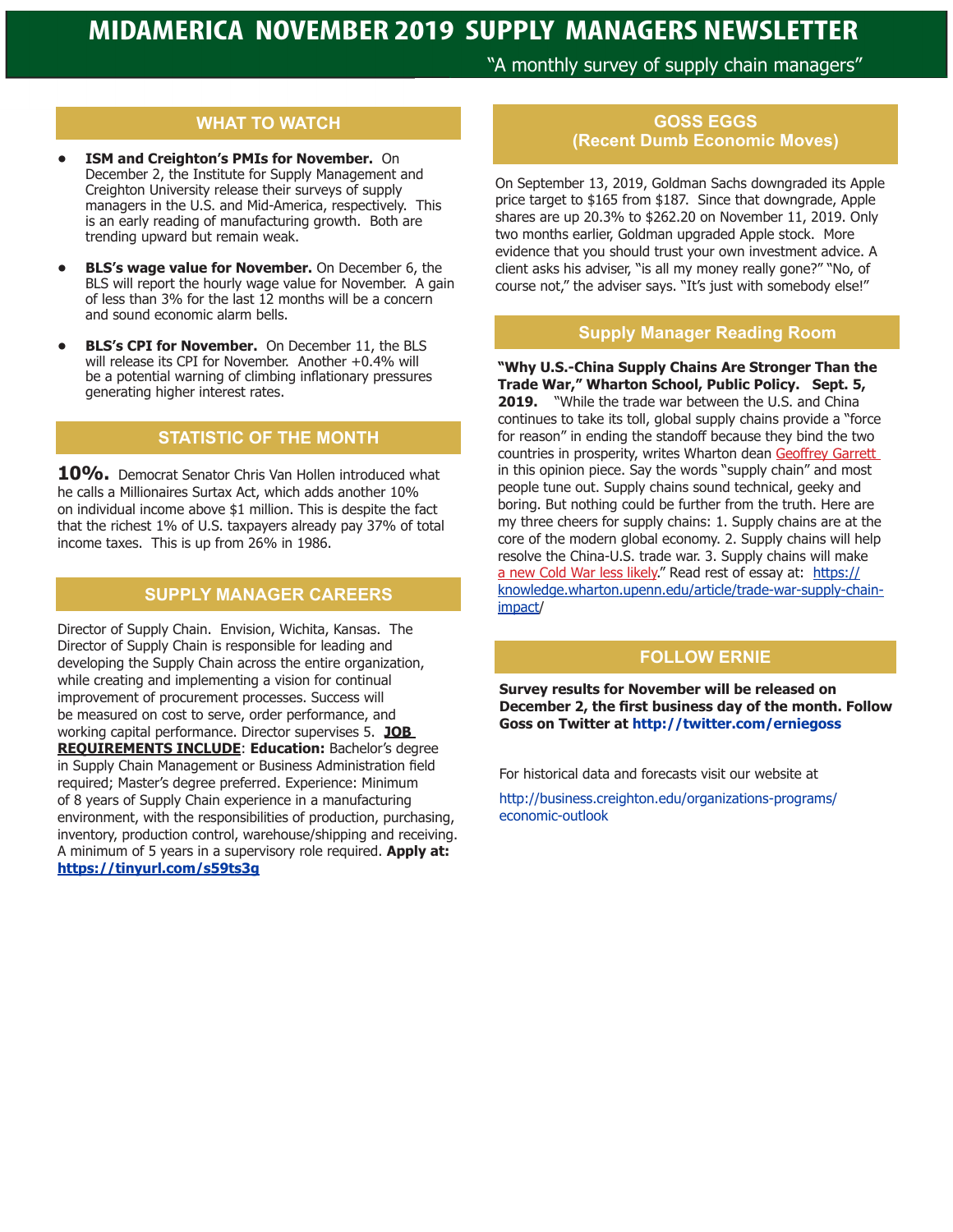# MIDAMERICA NOVEMBER 2019 SUPPLY MANAGERS NEWSLETTER

"A monthly survey of supply chain managers"

## WHAT TO WATCH

- **ISM and Creighton's PMIs for November.** On December 2, the Institute for Supply Management and Creighton University release their surveys of supply managers in the U.S. and Mid-America, respectively. This is an early reading of manufacturing growth. Both are trending upward but remain weak.

- **BLS's wage value for November.** On December 6, the BLS will report the hourly wage value for November. A gain of less than 3% for the last 12 months will be a concern and sound economic alarm bells.

- **BLS's CPI for November.** On December 11, the BLS will release its CPI for November. Another +0.4% will be a potential warning of climbing inflationary pressures generating higher interest rates.

## STATISTIC OF THE MONTH

**10%.** Democrat Senator Chris Van Hollen introduced what he calls a Millionaires Surtax Act, which adds another 10% on individual income above $1 million. This is despite the fact that the richest 1% of U.S. taxpayers already pay 37% of total income taxes. This is up from 26% in 1986.

## SUPPLY MANAGER CAREERS

Director of Supply Chain. Envision, Wichita, Kansas. The Director of Supply Chain is responsible for leading and developing the Supply Chain across the entire organization, while creating and implementing a vision for continual improvement of procurement processes. Success will be measured on cost to serve, order performance, and working capital performance. Director supervises 5. **JOB REQUIREMENTS INCLUDE**: **Education:** Bachelor's degree in Supply Chain Management or Business Administration field required; Master's degree preferred. Experience: Minimum of 8 years of Supply Chain experience in a manufacturing environment, with the responsibilities of production, purchasing, inventory, production control, warehouse/shipping and receiving. A minimum of 5 years in a supervisory role required. **Apply at: https://tinyurl.com/s59ts3g**

## GOSS EGGS (Recent Dumb Economic Moves)

On September 13, 2019, Goldman Sachs downgraded its Apple price target to $165 from $187. Since that downgrade, Apple shares are up 20.3% to $262.20 on November 11, 2019. Only two months earlier, Goldman upgraded Apple stock. More evidence that you should trust your own investment advice. A client asks his adviser, "is all my money really gone?" "No, of course not," the adviser says. "It's just with somebody else!"

## Supply Manager Reading Room

**"Why U.S.-China Supply Chains Are Stronger Than the Trade War," Wharton School, Public Policy. Sept. 5, 2019.** "While the trade war between the U.S. and China continues to take its toll, global supply chains provide a "force for reason" in ending the standoff because they bind the two countries in prosperity, writes Wharton dean Geoffrey Garrett in this opinion piece. Say the words "supply chain" and most people tune out. Supply chains sound technical, geeky and boring. But nothing could be further from the truth. Here are my three cheers for supply chains: 1. Supply chains are at the core of the modern global economy. 2. Supply chains will help resolve the China-U.S. trade war. 3. Supply chains will make a new Cold War less likely." Read rest of essay at: https://knowledge.wharton.upenn.edu/article/trade-war-supply-chain-impact/

## FOLLOW ERNIE

**Survey results for November will be released on December 2, the first business day of the month. Follow Goss on Twitter at http://twitter.com/erniegoss**

For historical data and forecasts visit our website at

http://business.creighton.edu/organizations-programs/economic-outlook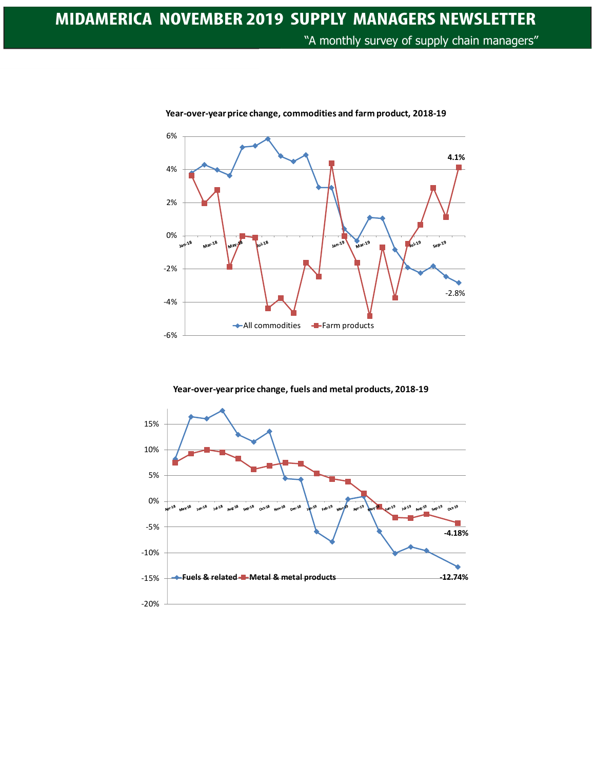# MIDAMERICA NOVEMBER 2019 SUPPLY MANAGERS NEWSLETTER

"A monthly survey of supply chain managers"

**Year-over-year price change, commodities and farm product, 2018-19**

6%
4%
2%
0%
-2%
-4%
-6%

Jan-18
Mar-18
May-18
Jul-18
Jan-19
Mar-19
Jul-19
Sep-19

4.1%
-2.8%

All commodities
Farm products

**Year-over-year price change, fuels and metal products, 2018-19**

15%
10%
5%
0%
-5%
-10%
-15%
-20%

Apr-18
May-18
Jun-18
Jul-18
Aug-18
Sep-18
Oct-18
Nov-18
Dec-18
Jan-19
Feb-19
Mar-19
Apr-19
May-19
Jun-19
Jul-19
Aug-19
Sep-19
Oct-19

-4.18%
-12.74%

Fuels & related
Metal & metal products